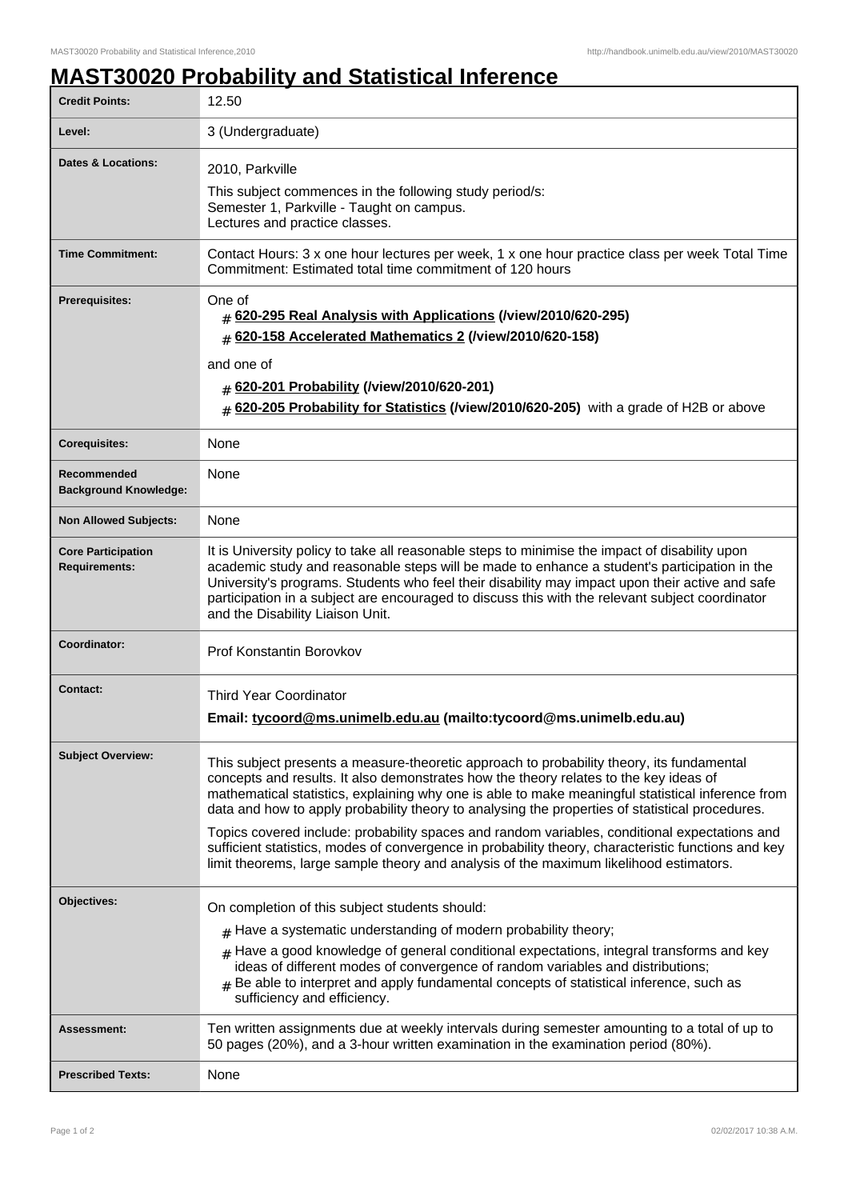# MAST30020 Probability and Statistical Inference

| | |
|---|---|
| **Credit Points:** | 12.50 |
| **Level:** | 3 (Undergraduate) |
| **Dates & Locations:** | 2010, Parkville<br><br>This subject commences in the following study period/s:<br>Semester 1, Parkville - Taught on campus.<br>Lectures and practice classes. |
| **Time Commitment:** | Contact Hours: 3 x one hour lectures per week, 1 x one hour practice class per week Total Time Commitment: Estimated total time commitment of 120 hours |
| **Prerequisites:** | One of<br># **620-295 Real Analysis with Applications (/view/2010/620-295)**<br># **620-158 Accelerated Mathematics 2 (/view/2010/620-158)**<br><br>and one of<br># **620-201 Probability (/view/2010/620-201)**<br># **620-205 Probability for Statistics (/view/2010/620-205)** with a grade of H2B or above |
| **Corequisites:** | None |
| **Recommended Background Knowledge:** | None |
| **Non Allowed Subjects:** | None |
| **Core Participation Requirements:** | It is University policy to take all reasonable steps to minimise the impact of disability upon academic study and reasonable steps will be made to enhance a student's participation in the University's programs. Students who feel their disability may impact upon their active and safe participation in a subject are encouraged to discuss this with the relevant subject coordinator and the Disability Liaison Unit. |
| **Coordinator:** | Prof Konstantin Borovkov |
| **Contact:** | Third Year Coordinator<br><br>**Email: tycoord@ms.unimelb.edu.au (mailto:tycoord@ms.unimelb.edu.au)** |
| **Subject Overview:** | This subject presents a measure-theoretic approach to probability theory, its fundamental concepts and results. It also demonstrates how the theory relates to the key ideas of mathematical statistics, explaining why one is able to make meaningful statistical inference from data and how to apply probability theory to analysing the properties of statistical procedures.<br><br>Topics covered include: probability spaces and random variables, conditional expectations and sufficient statistics, modes of convergence in probability theory, characteristic functions and key limit theorems, large sample theory and analysis of the maximum likelihood estimators. |
| **Objectives:** | On completion of this subject students should:<br># Have a systematic understanding of modern probability theory;<br># Have a good knowledge of general conditional expectations, integral transforms and key ideas of different modes of convergence of random variables and distributions;<br># Be able to interpret and apply fundamental concepts of statistical inference, such as sufficiency and efficiency. |
| **Assessment:** | Ten written assignments due at weekly intervals during semester amounting to a total of up to 50 pages (20%), and a 3-hour written examination in the examination period (80%). |
| **Prescribed Texts:** | None |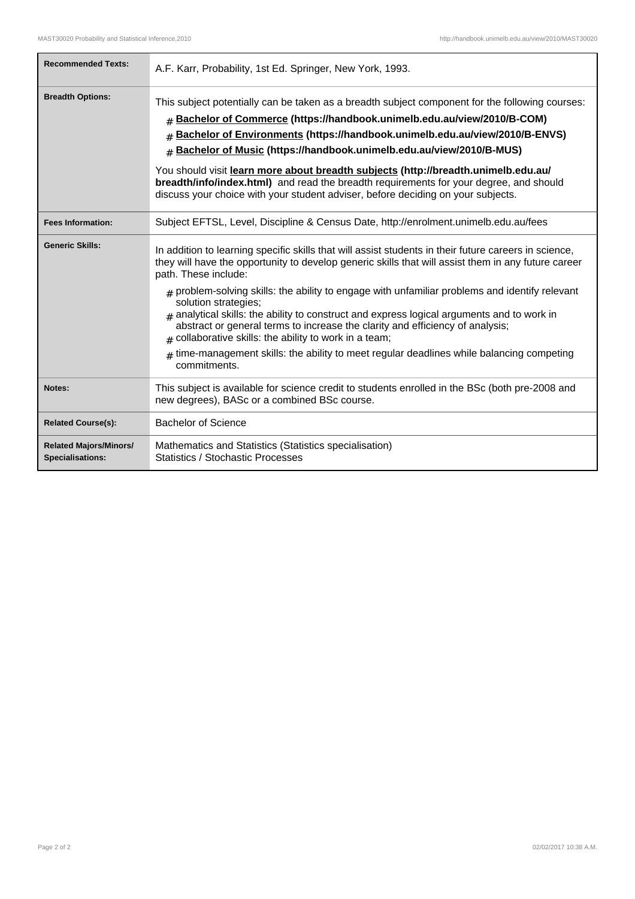| | |
|---|---|
| **Recommended Texts:** | A.F. Karr, Probability, 1st Ed. Springer, New York, 1993. |
| **Breadth Options:** | This subject potentially can be taken as a breadth subject component for the following courses:<br># **Bachelor of Commerce (https://handbook.unimelb.edu.au/view/2010/B-COM)**<br># **Bachelor of Environments (https://handbook.unimelb.edu.au/view/2010/B-ENVS)**<br># **Bachelor of Music (https://handbook.unimelb.edu.au/view/2010/B-MUS)**<br>You should visit **learn more about breadth subjects (http://breadth.unimelb.edu.au/breadth/info/index.html)** and read the breadth requirements for your degree, and should discuss your choice with your student adviser, before deciding on your subjects. |
| **Fees Information:** | Subject EFTSL, Level, Discipline & Census Date, http://enrolment.unimelb.edu.au/fees |
| **Generic Skills:** | In addition to learning specific skills that will assist students in their future careers in science, they will have the opportunity to develop generic skills that will assist them in any future career path. These include:<br># problem-solving skills: the ability to engage with unfamiliar problems and identify relevant solution strategies;<br># analytical skills: the ability to construct and express logical arguments and to work in abstract or general terms to increase the clarity and efficiency of analysis;<br># collaborative skills: the ability to work in a team;<br># time-management skills: the ability to meet regular deadlines while balancing competing commitments. |
| **Notes:** | This subject is available for science credit to students enrolled in the BSc (both pre-2008 and new degrees), BASc or a combined BSc course. |
| **Related Course(s):** | Bachelor of Science |
| **Related Majors/Minors/ Specialisations:** | Mathematics and Statistics (Statistics specialisation)<br>Statistics / Stochastic Processes |